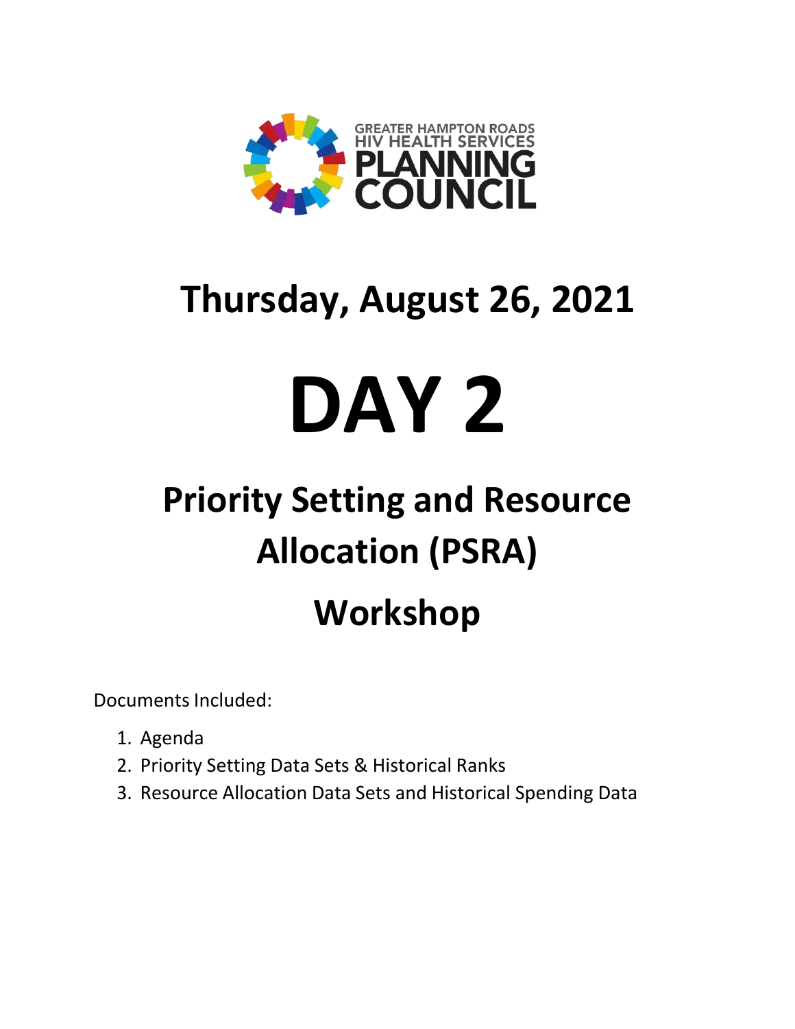GREATER HAMPTON ROADS HIV HEALTH SERVICES PLANNING COUNCIL

# Thursday, August 26, 2021

# DAY 2

# Priority Setting and Resource Allocation (PSRA)

# Workshop

Documents Included:

1. Agenda
2. Priority Setting Data Sets & Historical Ranks
3. Resource Allocation Data Sets and Historical Spending Data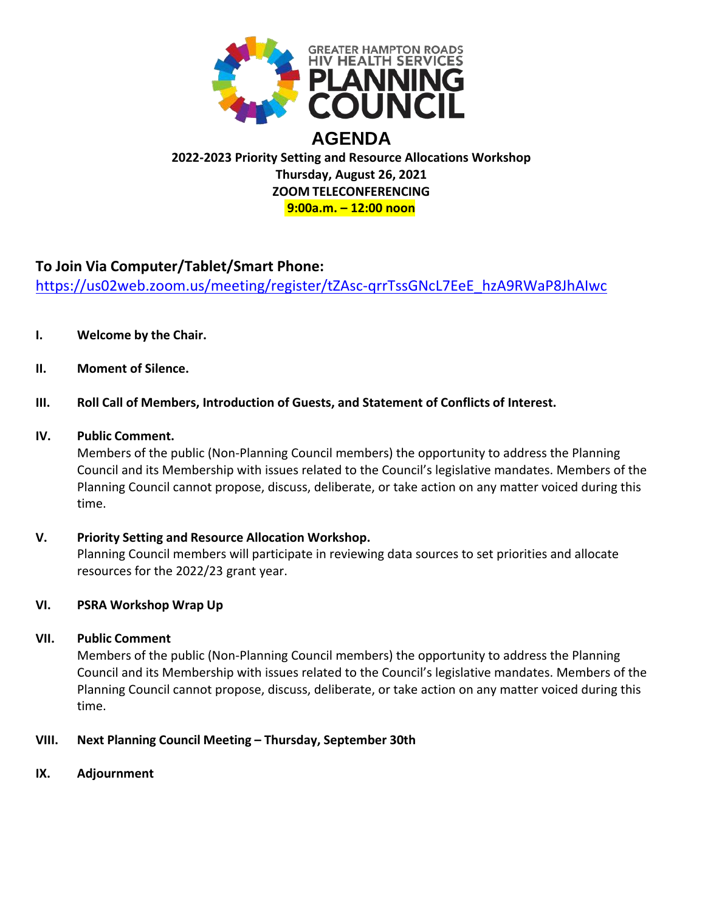GREATER HAMPTON ROADS HIV HEALTH SERVICES PLANNING COUNCIL

# AGENDA

**2022-2023 Priority Setting and Resource Allocations Workshop**
**Thursday, August 26, 2021**
**ZOOM TELECONFERENCING**
**9:00a.m. – 12:00 noon**

## To Join Via Computer/Tablet/Smart Phone:

https://us02web.zoom.us/meeting/register/tZAsc-qrrTssGNcL7EeE_hzA9RWaP8JhAIwc

**I. Welcome by the Chair.**

**II. Moment of Silence.**

**III. Roll Call of Members, Introduction of Guests, and Statement of Conflicts of Interest.**

**IV. Public Comment.**
Members of the public (Non-Planning Council members) the opportunity to address the Planning Council and its Membership with issues related to the Council's legislative mandates. Members of the Planning Council cannot propose, discuss, deliberate, or take action on any matter voiced during this time.

**V. Priority Setting and Resource Allocation Workshop.**
Planning Council members will participate in reviewing data sources to set priorities and allocate resources for the 2022/23 grant year.

**VI. PSRA Workshop Wrap Up**

**VII. Public Comment**
Members of the public (Non-Planning Council members) the opportunity to address the Planning Council and its Membership with issues related to the Council's legislative mandates. Members of the Planning Council cannot propose, discuss, deliberate, or take action on any matter voiced during this time.

**VIII. Next Planning Council Meeting – Thursday, September 30th**

**IX. Adjournment**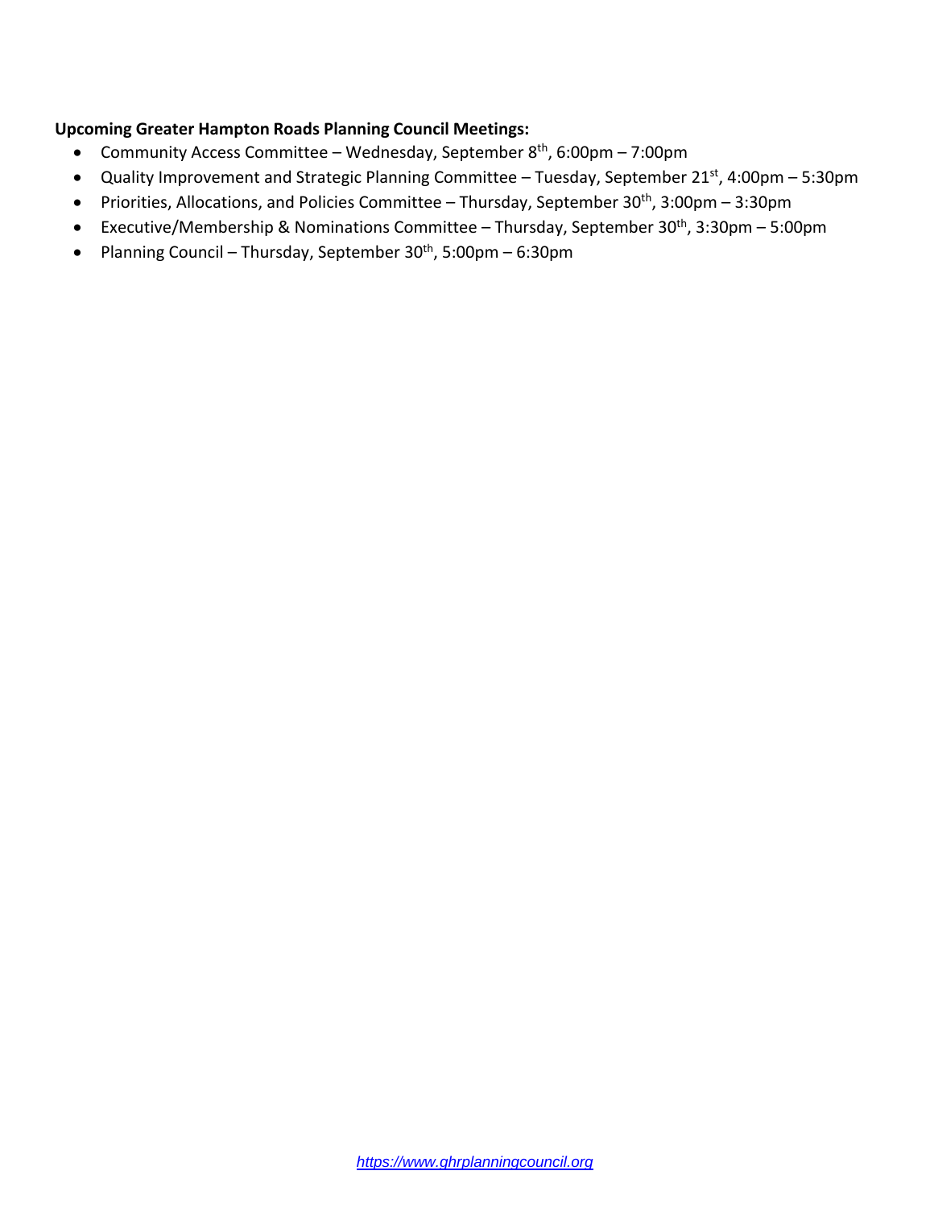**Upcoming Greater Hampton Roads Planning Council Meetings:**

- Community Access Committee – Wednesday, September 8th, 6:00pm – 7:00pm
- Quality Improvement and Strategic Planning Committee – Tuesday, September 21st, 4:00pm – 5:30pm
- Priorities, Allocations, and Policies Committee – Thursday, September 30th, 3:00pm – 3:30pm
- Executive/Membership & Nominations Committee – Thursday, September 30th, 3:30pm – 5:00pm
- Planning Council – Thursday, September 30th, 5:00pm – 6:30pm

*https://www.ghrplanningcouncil.org*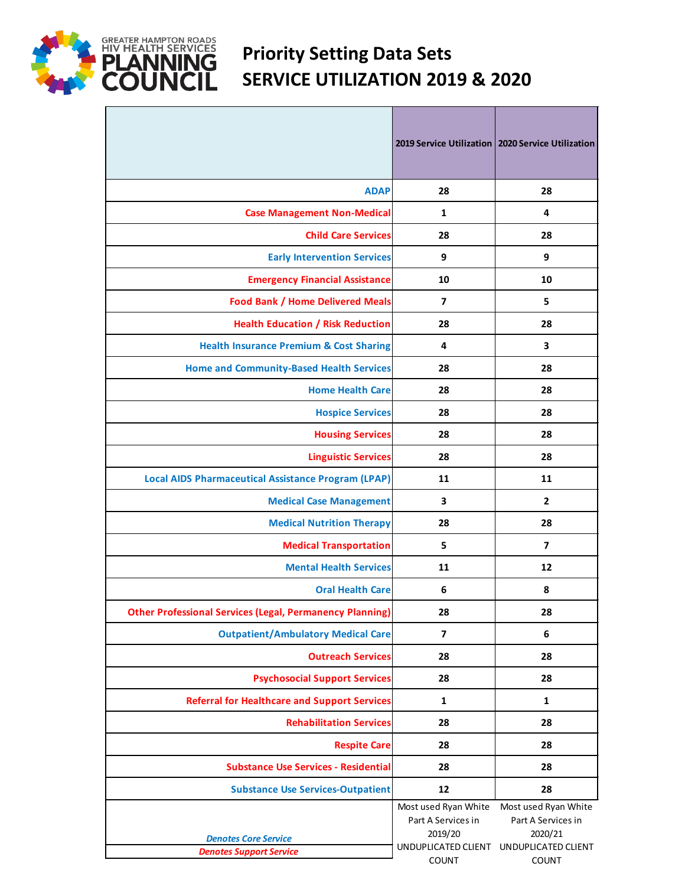GREATER HAMPTON ROADS HIV HEALTH SERVICES PLANNING COUNCIL

# Priority Setting Data Sets
# SERVICE UTILIZATION 2019 & 2020

| | 2019 Service Utilization | 2020 Service Utilization |
|---|---|---|
| ADAP | 28 | 28 |
| Case Management Non-Medical | 1 | 4 |
| Child Care Services | 28 | 28 |
| Early Intervention Services | 9 | 9 |
| Emergency Financial Assistance | 10 | 10 |
| Food Bank / Home Delivered Meals | 7 | 5 |
| Health Education / Risk Reduction | 28 | 28 |
| Health Insurance Premium & Cost Sharing | 4 | 3 |
| Home and Community-Based Health Services | 28 | 28 |
| Home Health Care | 28 | 28 |
| Hospice Services | 28 | 28 |
| Housing Services | 28 | 28 |
| Linguistic Services | 28 | 28 |
| Local AIDS Pharmaceutical Assistance Program (LPAP) | 11 | 11 |
| Medical Case Management | 3 | 2 |
| Medical Nutrition Therapy | 28 | 28 |
| Medical Transportation | 5 | 7 |
| Mental Health Services | 11 | 12 |
| Oral Health Care | 6 | 8 |
| Other Professional Services (Legal, Permanency Planning) | 28 | 28 |
| Outpatient/Ambulatory Medical Care | 7 | 6 |
| Outreach Services | 28 | 28 |
| Psychosocial Support Services | 28 | 28 |
| Referral for Healthcare and Support Services | 1 | 1 |
| Rehabilitation Services | 28 | 28 |
| Respite Care | 28 | 28 |
| Substance Use Services - Residential | 28 | 28 |
| Substance Use Services-Outpatient | 12 | 28 |
| *Denotes Core Service* / *Denotes Support Service* | Most used Ryan White Part A Services in 2019/20 UNDUPLICATED CLIENT COUNT | Most used Ryan White Part A Services in 2020/21 UNDUPLICATED CLIENT COUNT |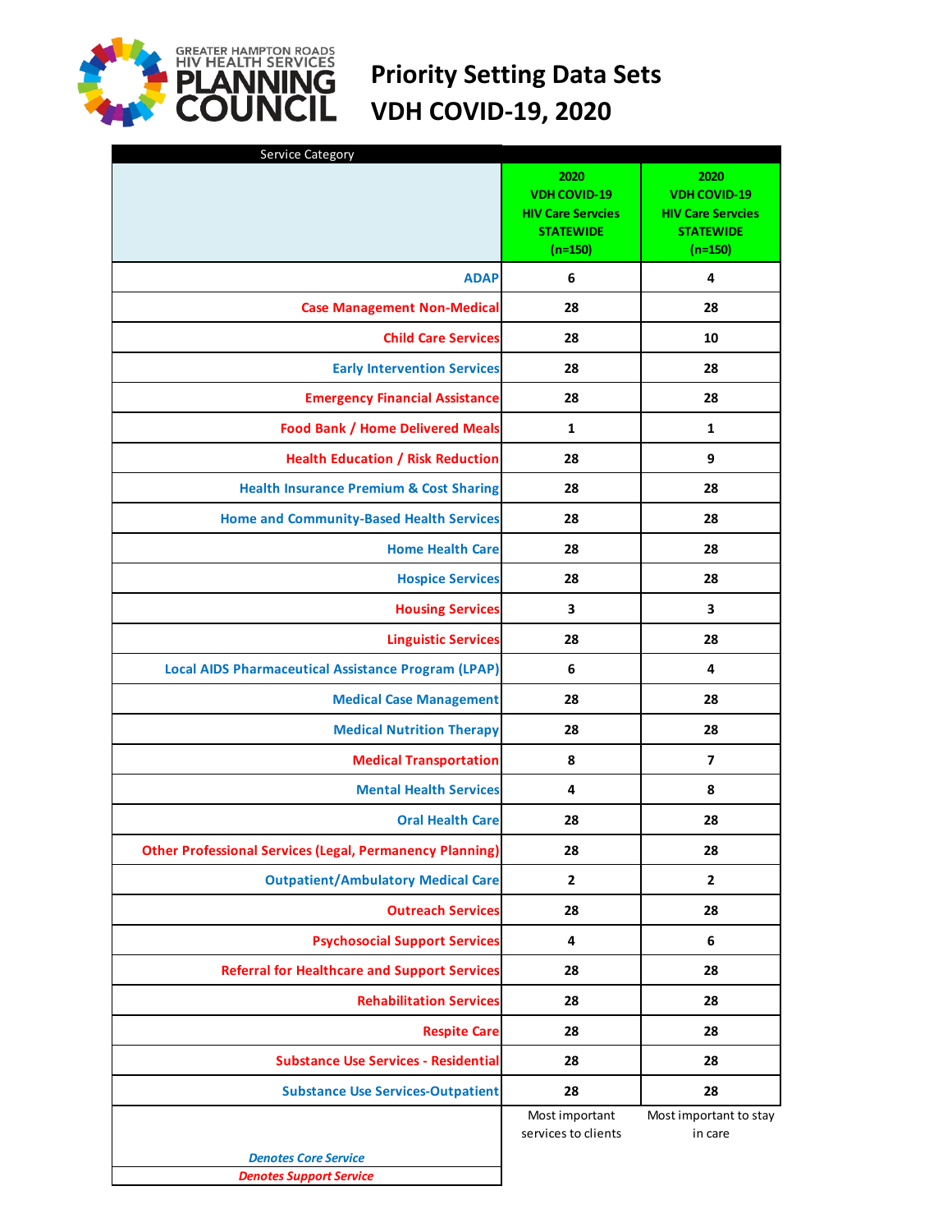GREATER HAMPTON ROADS HIV HEALTH SERVICES PLANNING COUNCIL

# Priority Setting Data Sets
# VDH COVID-19, 2020

| Service Category | 2020 VDH COVID-19 HIV Care Servcies STATEWIDE (n=150) | 2020 VDH COVID-19 HIV Care Servcies STATEWIDE (n=150) |
|---|---|---|
| ADAP | 6 | 4 |
| Case Management Non-Medical | 28 | 28 |
| Child Care Services | 28 | 10 |
| Early Intervention Services | 28 | 28 |
| Emergency Financial Assistance | 28 | 28 |
| Food Bank / Home Delivered Meals | 1 | 1 |
| Health Education / Risk Reduction | 28 | 9 |
| Health Insurance Premium & Cost Sharing | 28 | 28 |
| Home and Community-Based Health Services | 28 | 28 |
| Home Health Care | 28 | 28 |
| Hospice Services | 28 | 28 |
| Housing Services | 3 | 3 |
| Linguistic Services | 28 | 28 |
| Local AIDS Pharmaceutical Assistance Program (LPAP) | 6 | 4 |
| Medical Case Management | 28 | 28 |
| Medical Nutrition Therapy | 28 | 28 |
| Medical Transportation | 8 | 7 |
| Mental Health Services | 4 | 8 |
| Oral Health Care | 28 | 28 |
| Other Professional Services (Legal, Permanency Planning) | 28 | 28 |
| Outpatient/Ambulatory Medical Care | 2 | 2 |
| Outreach Services | 28 | 28 |
| Psychosocial Support Services | 4 | 6 |
| Referral for Healthcare and Support Services | 28 | 28 |
| Rehabilitation Services | 28 | 28 |
| Respite Care | 28 | 28 |
| Substance Use Services - Residential | 28 | 28 |
| Substance Use Services-Outpatient | 28 | 28 |
| | Most important services to clients | Most important to stay in care |

*Denotes Core Service*

*Denotes Support Service*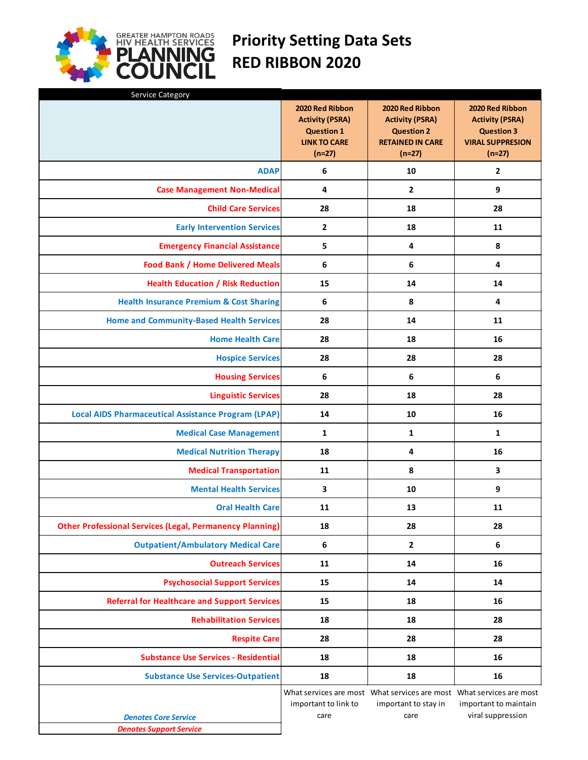GREATER HAMPTON ROADS HIV HEALTH SERVICES PLANNING COUNCIL

# Priority Setting Data Sets
# RED RIBBON 2020

| Service Category | 2020 Red Ribbon Activity (PSRA) Question 1 LINK TO CARE (n=27) | 2020 Red Ribbon Activity (PSRA) Question 2 RETAINED IN CARE (n=27) | 2020 Red Ribbon Activity (PSRA) Question 3 VIRAL SUPPRESION (n=27) |
|---|---|---|---|
| ADAP | 6 | 10 | 2 |
| Case Management Non-Medical | 4 | 2 | 9 |
| Child Care Services | 28 | 18 | 28 |
| Early Intervention Services | 2 | 18 | 11 |
| Emergency Financial Assistance | 5 | 4 | 8 |
| Food Bank / Home Delivered Meals | 6 | 6 | 4 |
| Health Education / Risk Reduction | 15 | 14 | 14 |
| Health Insurance Premium & Cost Sharing | 6 | 8 | 4 |
| Home and Community-Based Health Services | 28 | 14 | 11 |
| Home Health Care | 28 | 18 | 16 |
| Hospice Services | 28 | 28 | 28 |
| Housing Services | 6 | 6 | 6 |
| Linguistic Services | 28 | 18 | 28 |
| Local AIDS Pharmaceutical Assistance Program (LPAP) | 14 | 10 | 16 |
| Medical Case Management | 1 | 1 | 1 |
| Medical Nutrition Therapy | 18 | 4 | 16 |
| Medical Transportation | 11 | 8 | 3 |
| Mental Health Services | 3 | 10 | 9 |
| Oral Health Care | 11 | 13 | 11 |
| Other Professional Services (Legal, Permanency Planning) | 18 | 28 | 28 |
| Outpatient/Ambulatory Medical Care | 6 | 2 | 6 |
| Outreach Services | 11 | 14 | 16 |
| Psychosocial Support Services | 15 | 14 | 14 |
| Referral for Healthcare and Support Services | 15 | 18 | 16 |
| Rehabilitation Services | 18 | 18 | 28 |
| Respite Care | 28 | 28 | 28 |
| Substance Use Services - Residential | 18 | 18 | 16 |
| Substance Use Services-Outpatient | 18 | 18 | 16 |
| *Denotes Core Service* / *Denotes Support Service* | What services are most important to link to care | What services are most important to stay in care | What services are most important to maintain viral suppression |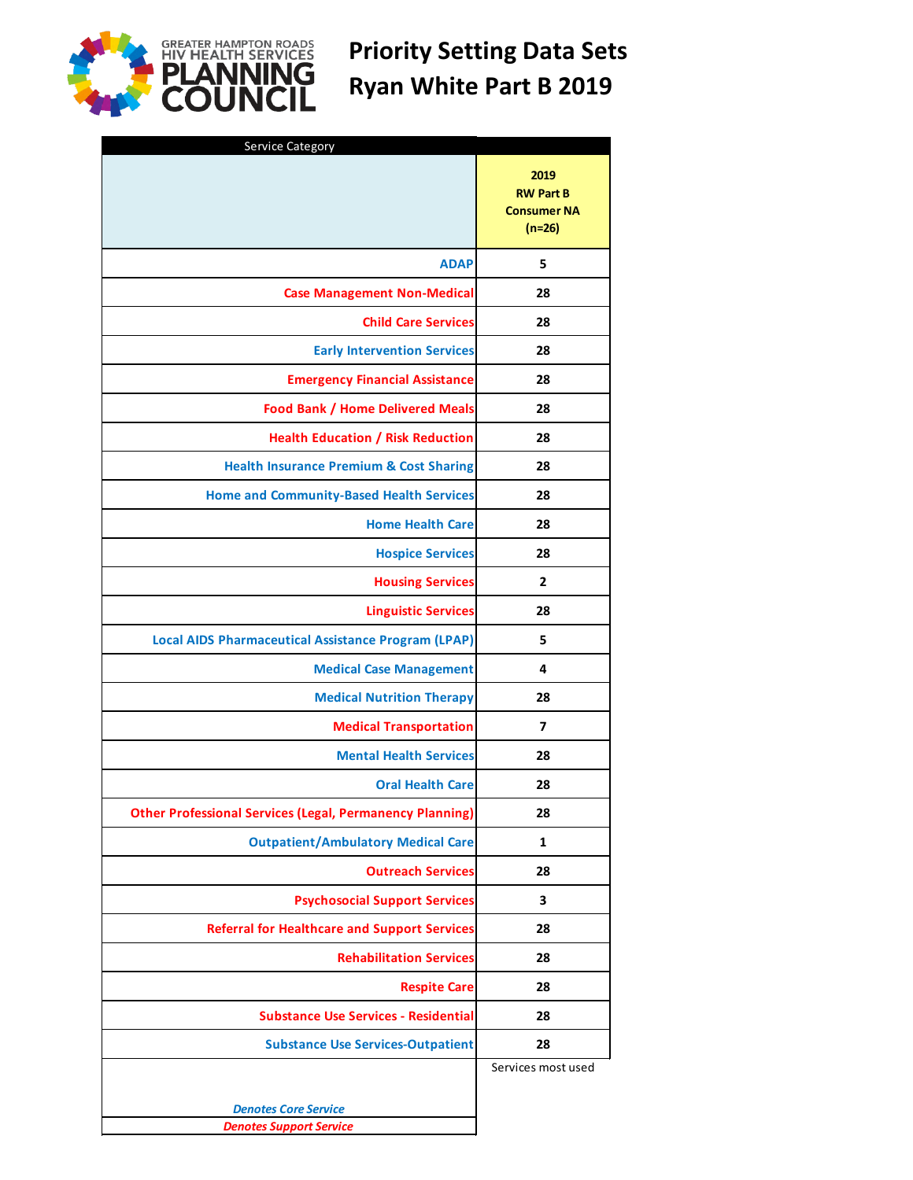GREATER HAMPTON ROADS HIV HEALTH SERVICES PLANNING COUNCIL

# Priority Setting Data Sets
# Ryan White Part B 2019

| Service Category | 2019 RW Part B Consumer NA (n=26) |
|---|---|
| ADAP | 5 |
| Case Management Non-Medical | 28 |
| Child Care Services | 28 |
| Early Intervention Services | 28 |
| Emergency Financial Assistance | 28 |
| Food Bank / Home Delivered Meals | 28 |
| Health Education / Risk Reduction | 28 |
| Health Insurance Premium & Cost Sharing | 28 |
| Home and Community-Based Health Services | 28 |
| Home Health Care | 28 |
| Hospice Services | 28 |
| Housing Services | 2 |
| Linguistic Services | 28 |
| Local AIDS Pharmaceutical Assistance Program (LPAP) | 5 |
| Medical Case Management | 4 |
| Medical Nutrition Therapy | 28 |
| Medical Transportation | 7 |
| Mental Health Services | 28 |
| Oral Health Care | 28 |
| Other Professional Services (Legal, Permanency Planning) | 28 |
| Outpatient/Ambulatory Medical Care | 1 |
| Outreach Services | 28 |
| Psychosocial Support Services | 3 |
| Referral for Healthcare and Support Services | 28 |
| Rehabilitation Services | 28 |
| Respite Care | 28 |
| Substance Use Services - Residential | 28 |
| Substance Use Services-Outpatient | 28 |
| | Services most used |

*Denotes Core Service*

*Denotes Support Service*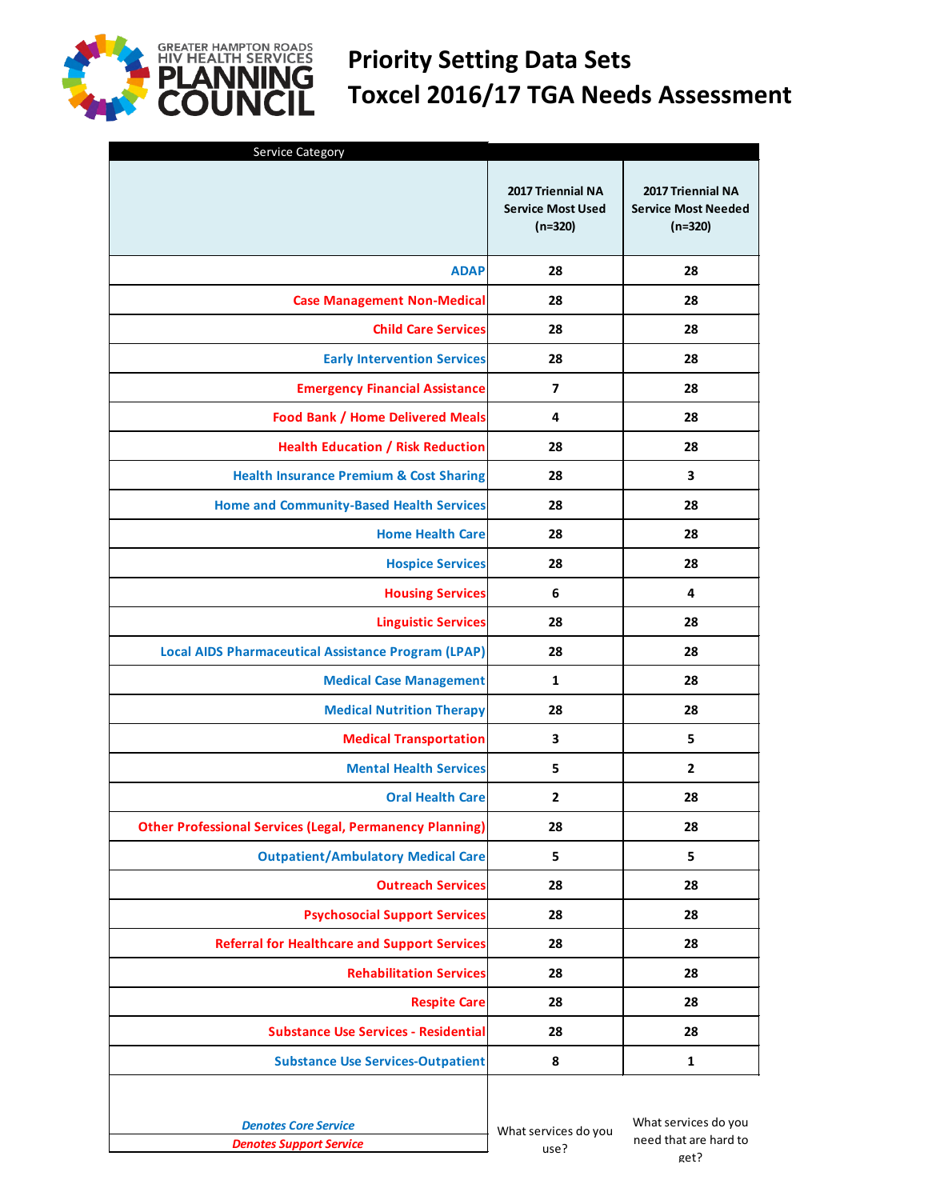# Priority Setting Data Sets
# Toxcel 2016/17 TGA Needs Assessment

GREATER HAMPTON ROADS HIV HEALTH SERVICES PLANNING COUNCIL

| Service Category | 2017 Triennial NA Service Most Used (n=320) | 2017 Triennial NA Service Most Needed (n=320) |
|---|---|---|
| ADAP | 28 | 28 |
| Case Management Non-Medical | 28 | 28 |
| Child Care Services | 28 | 28 |
| Early Intervention Services | 28 | 28 |
| Emergency Financial Assistance | 7 | 28 |
| Food Bank / Home Delivered Meals | 4 | 28 |
| Health Education / Risk Reduction | 28 | 28 |
| Health Insurance Premium & Cost Sharing | 28 | 3 |
| Home and Community-Based Health Services | 28 | 28 |
| Home Health Care | 28 | 28 |
| Hospice Services | 28 | 28 |
| Housing Services | 6 | 4 |
| Linguistic Services | 28 | 28 |
| Local AIDS Pharmaceutical Assistance Program (LPAP) | 28 | 28 |
| Medical Case Management | 1 | 28 |
| Medical Nutrition Therapy | 28 | 28 |
| Medical Transportation | 3 | 5 |
| Mental Health Services | 5 | 2 |
| Oral Health Care | 2 | 28 |
| Other Professional Services (Legal, Permanency Planning) | 28 | 28 |
| Outpatient/Ambulatory Medical Care | 5 | 5 |
| Outreach Services | 28 | 28 |
| Psychosocial Support Services | 28 | 28 |
| Referral for Healthcare and Support Services | 28 | 28 |
| Rehabilitation Services | 28 | 28 |
| Respite Care | 28 | 28 |
| Substance Use Services - Residential | 28 | 28 |
| Substance Use Services-Outpatient | 8 | 1 |
| *Denotes Core Service* / *Denotes Support Service* | What services do you use? | What services do you need that are hard to get? |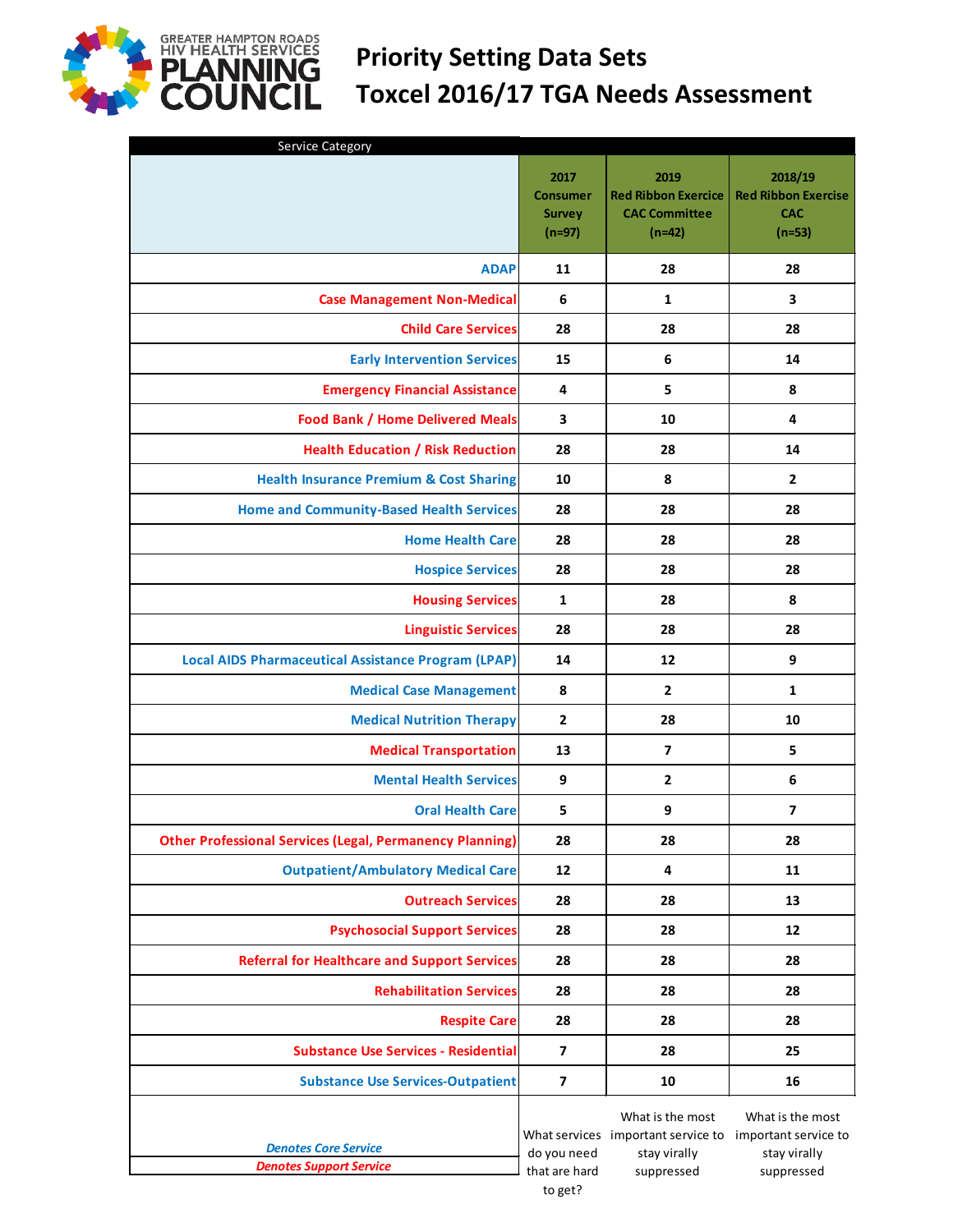GREATER HAMPTON ROADS HIV HEALTH SERVICES PLANNING COUNCIL

# Priority Setting Data Sets
# Toxcel 2016/17 TGA Needs Assessment

| Service Category | 2017 Consumer Survey (n=97) | 2019 Red Ribbon Exercice CAC Committee (n=42) | 2018/19 Red Ribbon Exercise CAC (n=53) |
|---|---|---|---|
| ADAP | 11 | 28 | 28 |
| Case Management Non-Medical | 6 | 1 | 3 |
| Child Care Services | 28 | 28 | 28 |
| Early Intervention Services | 15 | 6 | 14 |
| Emergency Financial Assistance | 4 | 5 | 8 |
| Food Bank / Home Delivered Meals | 3 | 10 | 4 |
| Health Education / Risk Reduction | 28 | 28 | 14 |
| Health Insurance Premium & Cost Sharing | 10 | 8 | 2 |
| Home and Community-Based Health Services | 28 | 28 | 28 |
| Home Health Care | 28 | 28 | 28 |
| Hospice Services | 28 | 28 | 28 |
| Housing Services | 1 | 28 | 8 |
| Linguistic Services | 28 | 28 | 28 |
| Local AIDS Pharmaceutical Assistance Program (LPAP) | 14 | 12 | 9 |
| Medical Case Management | 8 | 2 | 1 |
| Medical Nutrition Therapy | 2 | 28 | 10 |
| Medical Transportation | 13 | 7 | 5 |
| Mental Health Services | 9 | 2 | 6 |
| Oral Health Care | 5 | 9 | 7 |
| Other Professional Services (Legal, Permanency Planning) | 28 | 28 | 28 |
| Outpatient/Ambulatory Medical Care | 12 | 4 | 11 |
| Outreach Services | 28 | 28 | 13 |
| Psychosocial Support Services | 28 | 28 | 12 |
| Referral for Healthcare and Support Services | 28 | 28 | 28 |
| Rehabilitation Services | 28 | 28 | 28 |
| Respite Care | 28 | 28 | 28 |
| Substance Use Services - Residential | 7 | 28 | 25 |
| Substance Use Services-Outpatient | 7 | 10 | 16 |
| *Denotes Core Service* / *Denotes Support Service* | What services do you need that are hard to get? | What is the most important service to stay virally suppressed | What is the most important service to stay virally suppressed |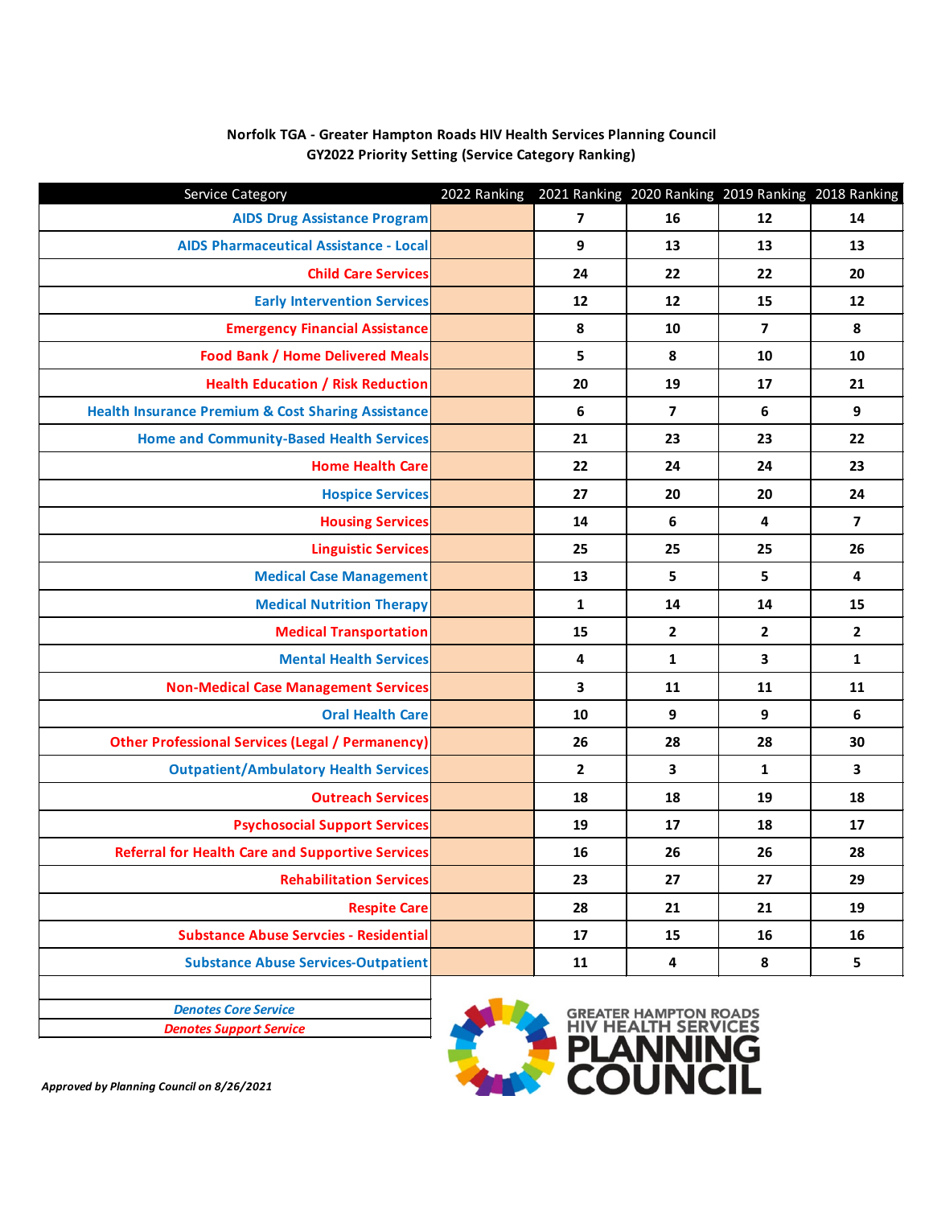**Norfolk TGA - Greater Hampton Roads HIV Health Services Planning Council**
**GY2022 Priority Setting (Service Category Ranking)**

| Service Category | 2022 Ranking | 2021 Ranking | 2020 Ranking | 2019 Ranking | 2018 Ranking |
|---|---|---|---|---|---|
| AIDS Drug Assistance Program | | 7 | 16 | 12 | 14 |
| AIDS Pharmaceutical Assistance - Local | | 9 | 13 | 13 | 13 |
| Child Care Services | | 24 | 22 | 22 | 20 |
| Early Intervention Services | | 12 | 12 | 15 | 12 |
| Emergency Financial Assistance | | 8 | 10 | 7 | 8 |
| Food Bank / Home Delivered Meals | | 5 | 8 | 10 | 10 |
| Health Education / Risk Reduction | | 20 | 19 | 17 | 21 |
| Health Insurance Premium & Cost Sharing Assistance | | 6 | 7 | 6 | 9 |
| Home and Community-Based Health Services | | 21 | 23 | 23 | 22 |
| Home Health Care | | 22 | 24 | 24 | 23 |
| Hospice Services | | 27 | 20 | 20 | 24 |
| Housing Services | | 14 | 6 | 4 | 7 |
| Linguistic Services | | 25 | 25 | 25 | 26 |
| Medical Case Management | | 13 | 5 | 5 | 4 |
| Medical Nutrition Therapy | | 1 | 14 | 14 | 15 |
| Medical Transportation | | 15 | 2 | 2 | 2 |
| Mental Health Services | | 4 | 1 | 3 | 1 |
| Non-Medical Case Management Services | | 3 | 11 | 11 | 11 |
| Oral Health Care | | 10 | 9 | 9 | 6 |
| Other Professional Services (Legal / Permanency) | | 26 | 28 | 28 | 30 |
| Outpatient/Ambulatory Health Services | | 2 | 3 | 1 | 3 |
| Outreach Services | | 18 | 18 | 19 | 18 |
| Psychosocial Support Services | | 19 | 17 | 18 | 17 |
| Referral for Health Care and Supportive Services | | 16 | 26 | 26 | 28 |
| Rehabilitation Services | | 23 | 27 | 27 | 29 |
| Respite Care | | 28 | 21 | 21 | 19 |
| Substance Abuse Servcies - Residential | | 17 | 15 | 16 | 16 |
| Substance Abuse Services-Outpatient | | 11 | 4 | 8 | 5 |

*Denotes Core Service*

*Denotes Support Service*

GREATER HAMPTON ROADS HIV HEALTH SERVICES PLANNING COUNCIL

***Approved by Planning Council on 8/26/2021***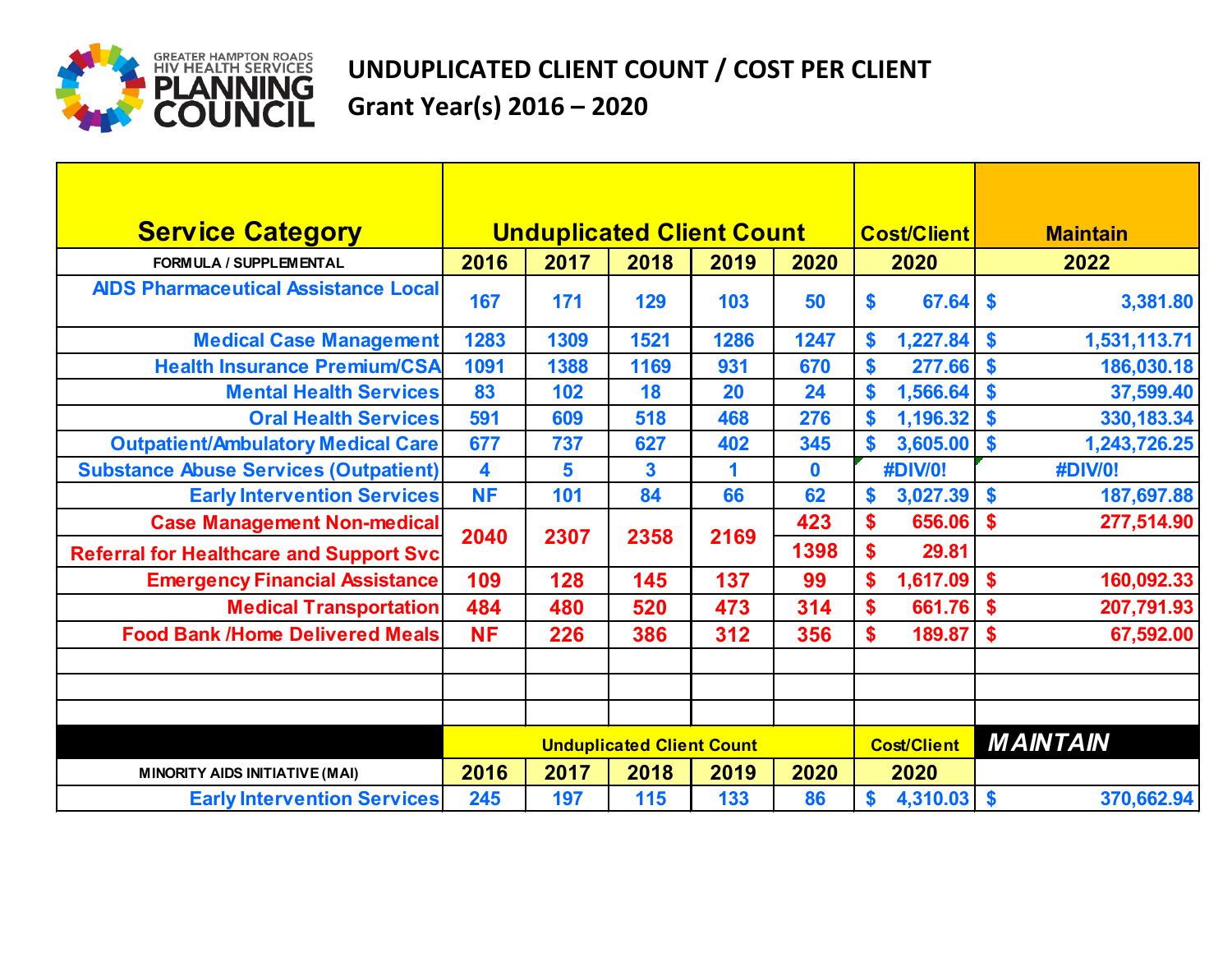GREATER HAMPTON ROADS HIV HEALTH SERVICES PLANNING COUNCIL

# UNDUPLICATED CLIENT COUNT / COST PER CLIENT

## Grant Year(s) 2016 – 2020

| Service Category | Unduplicated Client Count | | | | | Cost/Client | Maintain |
|---|---|---|---|---|---|---|---|
| FORMULA / SUPPLEMENTAL | 2016 | 2017 | 2018 | 2019 | 2020 | 2020 | 2022 |
| AIDS Pharmaceutical Assistance Local | 167 | 171 | 129 | 103 | 50 | $ 67.64 | $ 3,381.80 |
| Medical Case Management | 1283 | 1309 | 1521 | 1286 | 1247 | $ 1,227.84 | $ 1,531,113.71 |
| Health Insurance Premium/CSA | 1091 | 1388 | 1169 | 931 | 670 | $ 277.66 | $ 186,030.18 |
| Mental Health Services | 83 | 102 | 18 | 20 | 24 | $ 1,566.64 | $ 37,599.40 |
| Oral Health Services | 591 | 609 | 518 | 468 | 276 | $ 1,196.32 | $ 330,183.34 |
| Outpatient/Ambulatory Medical Care | 677 | 737 | 627 | 402 | 345 | $ 3,605.00 | $ 1,243,726.25 |
| Substance Abuse Services (Outpatient) | 4 | 5 | 3 | 1 | 0 | #DIV/0! | #DIV/0! |
| Early Intervention Services | NF | 101 | 84 | 66 | 62 | $ 3,027.39 | $ 187,697.88 |
| Case Management Non-medical | 2040 | 2307 | 2358 | 2169 | 423 | $ 656.06 | $ 277,514.90 |
| Referral for Healthcare and Support Svc | | | | | 1398 | $ 29.81 | |
| Emergency Financial Assistance | 109 | 128 | 145 | 137 | 99 | $ 1,617.09 | $ 160,092.33 |
| Medical Transportation | 484 | 480 | 520 | 473 | 314 | $ 661.76 | $ 207,791.93 |
| Food Bank /Home Delivered Meals | NF | 226 | 386 | 312 | 356 | $ 189.87 | $ 67,592.00 |
| | | | | | | | |
| | | | | | | | |
| | | | | | | | |
| | Unduplicated Client Count | | | | | Cost/Client | MAINTAIN |
| MINORITY AIDS INITIATIVE (MAI) | 2016 | 2017 | 2018 | 2019 | 2020 | 2020 | |
| Early Intervention Services | 245 | 197 | 115 | 133 | 86 | $ 4,310.03 | $ 370,662.94 |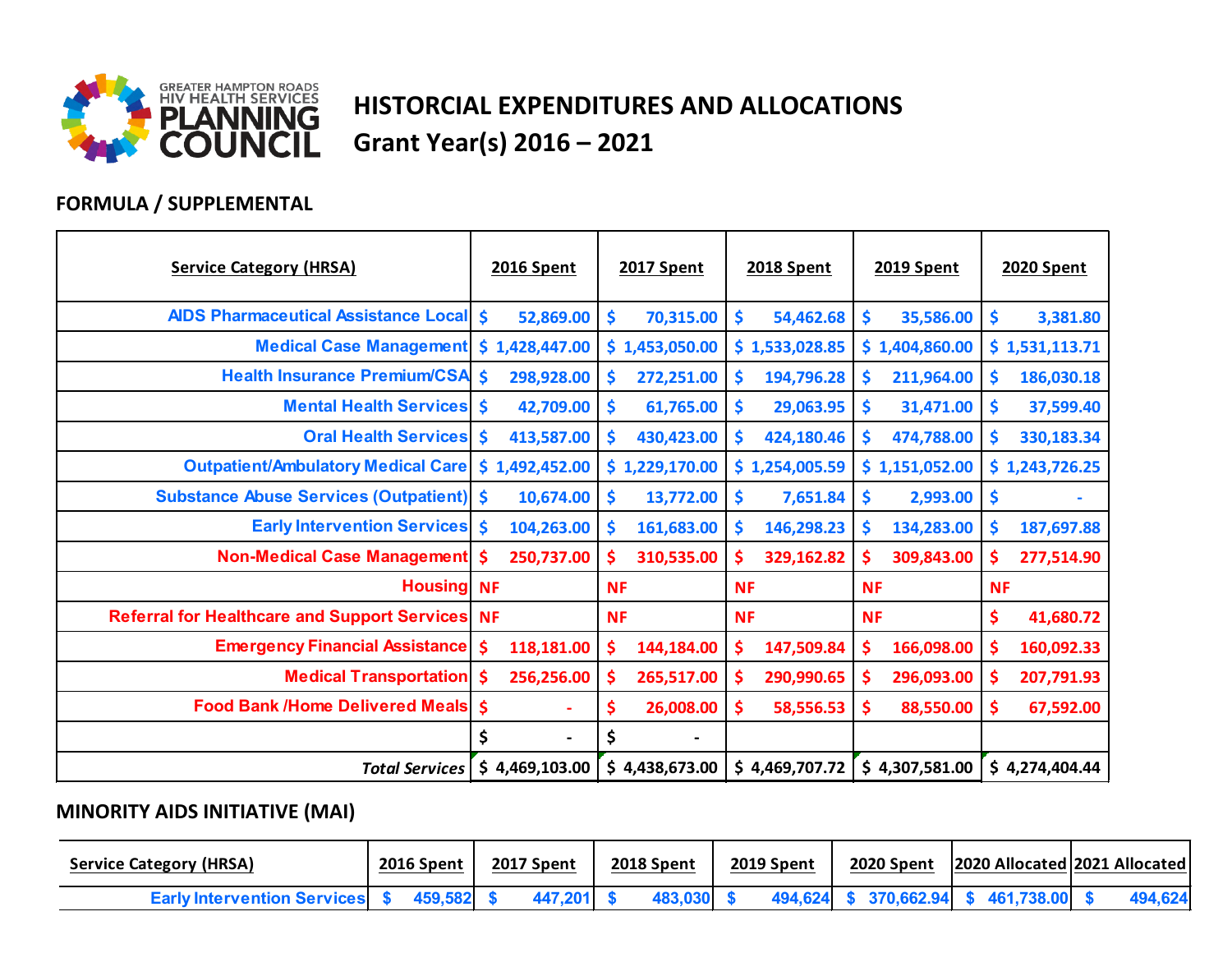GREATER HAMPTON ROADS HIV HEALTH SERVICES PLANNING COUNCIL

# HISTORCIAL EXPENDITURES AND ALLOCATIONS

## Grant Year(s) 2016 – 2021

### FORMULA / SUPPLEMENTAL

| Service Category (HRSA) | 2016 Spent | 2017 Spent | 2018 Spent | 2019 Spent | 2020 Spent |
|---|---|---|---|---|---|
| AIDS Pharmaceutical Assistance Local | $ 52,869.00 | $ 70,315.00 | $ 54,462.68 | $ 35,586.00 | $ 3,381.80 |
| Medical Case Management | $ 1,428,447.00 | $ 1,453,050.00 | $ 1,533,028.85 | $ 1,404,860.00 | $ 1,531,113.71 |
| Health Insurance Premium/CSA | $ 298,928.00 | $ 272,251.00 | $ 194,796.28 | $ 211,964.00 | $ 186,030.18 |
| Mental Health Services | $ 42,709.00 | $ 61,765.00 | $ 29,063.95 | $ 31,471.00 | $ 37,599.40 |
| Oral Health Services | $ 413,587.00 | $ 430,423.00 | $ 424,180.46 | $ 474,788.00 | $ 330,183.34 |
| Outpatient/Ambulatory Medical Care | $ 1,492,452.00 | $ 1,229,170.00 | $ 1,254,005.59 | $ 1,151,052.00 | $ 1,243,726.25 |
| Substance Abuse Services (Outpatient) | $ 10,674.00 | $ 13,772.00 | $ 7,651.84 | $ 2,993.00 | $ - |
| Early Intervention Services | $ 104,263.00 | $ 161,683.00 | $ 146,298.23 | $ 134,283.00 | $ 187,697.88 |
| Non-Medical Case Management | $ 250,737.00 | $ 310,535.00 | $ 329,162.82 | $ 309,843.00 | $ 277,514.90 |
| Housing | NF | NF | NF | NF | NF |
| Referral for Healthcare and Support Services | NF | NF | NF | NF | $ 41,680.72 |
| Emergency Financial Assistance | $ 118,181.00 | $ 144,184.00 | $ 147,509.84 | $ 166,098.00 | $ 160,092.33 |
| Medical Transportation | $ 256,256.00 | $ 265,517.00 | $ 290,990.65 | $ 296,093.00 | $ 207,791.93 |
| Food Bank /Home Delivered Meals | $ - | $ 26,008.00 | $ 58,556.53 | $ 88,550.00 | $ 67,592.00 |
| | $ - | $ - | | | |
| *Total Services* | $ 4,469,103.00 | $ 4,438,673.00 | $ 4,469,707.72 | $ 4,307,581.00 | $ 4,274,404.44 |

### MINORITY AIDS INITIATIVE (MAI)

| Service Category (HRSA) | 2016 Spent | 2017 Spent | 2018 Spent | 2019 Spent | 2020 Spent | 2020 Allocated | 2021 Allocated |
|---|---|---|---|---|---|---|---|
| Early Intervention Services | $ 459,582 | $ 447,201 | $ 483,030 | $ 494,624 | $ 370,662.94 | $ 461,738.00 | $ 494,624 |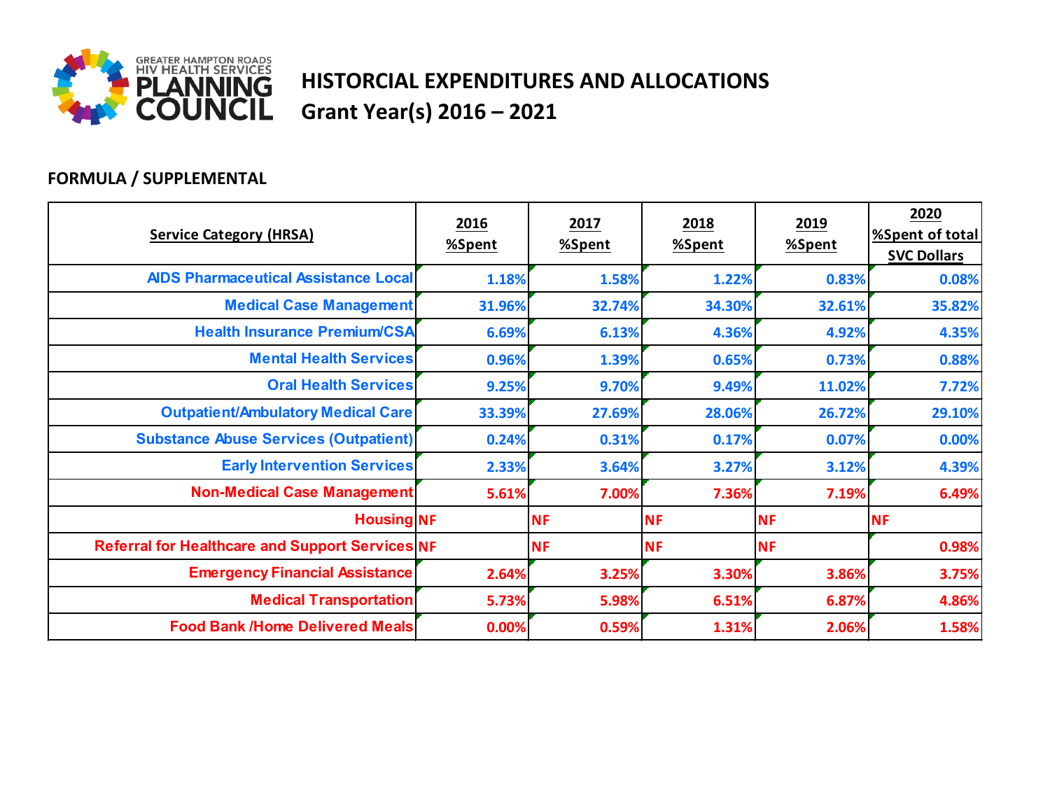GREATER HAMPTON ROADS HIV HEALTH SERVICES PLANNING COUNCIL

# HISTORCIAL EXPENDITURES AND ALLOCATIONS
## Grant Year(s) 2016 – 2021

### FORMULA / SUPPLEMENTAL

| Service Category (HRSA) | 2016 %Spent | 2017 %Spent | 2018 %Spent | 2019 %Spent | 2020 %Spent of total SVC Dollars |
|---|---|---|---|---|---|
| AIDS Pharmaceutical Assistance Local | 1.18% | 1.58% | 1.22% | 0.83% | 0.08% |
| Medical Case Management | 31.96% | 32.74% | 34.30% | 32.61% | 35.82% |
| Health Insurance Premium/CSA | 6.69% | 6.13% | 4.36% | 4.92% | 4.35% |
| Mental Health Services | 0.96% | 1.39% | 0.65% | 0.73% | 0.88% |
| Oral Health Services | 9.25% | 9.70% | 9.49% | 11.02% | 7.72% |
| Outpatient/Ambulatory Medical Care | 33.39% | 27.69% | 28.06% | 26.72% | 29.10% |
| Substance Abuse Services (Outpatient) | 0.24% | 0.31% | 0.17% | 0.07% | 0.00% |
| Early Intervention Services | 2.33% | 3.64% | 3.27% | 3.12% | 4.39% |
| Non-Medical Case Management | 5.61% | 7.00% | 7.36% | 7.19% | 6.49% |
| Housing | NF | NF | NF | NF | NF |
| Referral for Healthcare and Support Services | NF | NF | NF | NF | 0.98% |
| Emergency Financial Assistance | 2.64% | 3.25% | 3.30% | 3.86% | 3.75% |
| Medical Transportation | 5.73% | 5.98% | 6.51% | 6.87% | 4.86% |
| Food Bank /Home Delivered Meals | 0.00% | 0.59% | 1.31% | 2.06% | 1.58% |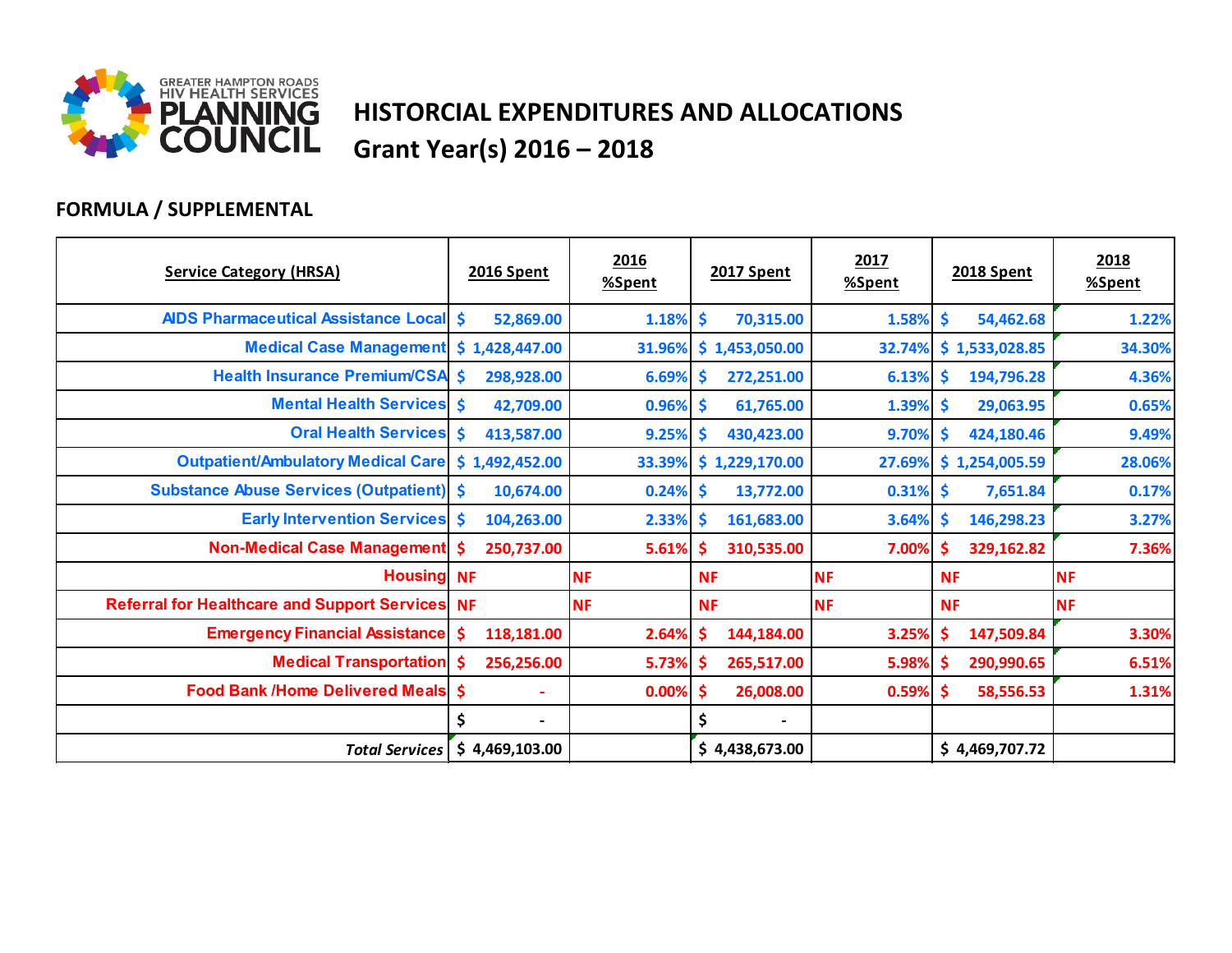GREATER HAMPTON ROADS HIV HEALTH SERVICES PLANNING COUNCIL

# HISTORCIAL EXPENDITURES AND ALLOCATIONS
## Grant Year(s) 2016 – 2018

### FORMULA / SUPPLEMENTAL

| Service Category (HRSA) | 2016 Spent | 2016 %Spent | 2017 Spent | 2017 %Spent | 2018 Spent | 2018 %Spent |
|---|---|---|---|---|---|---|
| AIDS Pharmaceutical Assistance Local | $ 52,869.00 | 1.18% | $ 70,315.00 | 1.58% | $ 54,462.68 | 1.22% |
| Medical Case Management | $ 1,428,447.00 | 31.96% | $ 1,453,050.00 | 32.74% | $ 1,533,028.85 | 34.30% |
| Health Insurance Premium/CSA | $ 298,928.00 | 6.69% | $ 272,251.00 | 6.13% | $ 194,796.28 | 4.36% |
| Mental Health Services | $ 42,709.00 | 0.96% | $ 61,765.00 | 1.39% | $ 29,063.95 | 0.65% |
| Oral Health Services | $ 413,587.00 | 9.25% | $ 430,423.00 | 9.70% | $ 424,180.46 | 9.49% |
| Outpatient/Ambulatory Medical Care | $ 1,492,452.00 | 33.39% | $ 1,229,170.00 | 27.69% | $ 1,254,005.59 | 28.06% |
| Substance Abuse Services (Outpatient) | $ 10,674.00 | 0.24% | $ 13,772.00 | 0.31% | $ 7,651.84 | 0.17% |
| Early Intervention Services | $ 104,263.00 | 2.33% | $ 161,683.00 | 3.64% | $ 146,298.23 | 3.27% |
| Non-Medical Case Management | $ 250,737.00 | 5.61% | $ 310,535.00 | 7.00% | $ 329,162.82 | 7.36% |
| Housing | NF | NF | NF | NF | NF | NF |
| Referral for Healthcare and Support Services | NF | NF | NF | NF | NF | NF |
| Emergency Financial Assistance | $ 118,181.00 | 2.64% | $ 144,184.00 | 3.25% | $ 147,509.84 | 3.30% |
| Medical Transportation | $ 256,256.00 | 5.73% | $ 265,517.00 | 5.98% | $ 290,990.65 | 6.51% |
| Food Bank /Home Delivered Meals | $ - | 0.00% | $ 26,008.00 | 0.59% | $ 58,556.53 | 1.31% |
| | $ - | | $ - | | | |
| *Total Services* | $ 4,469,103.00 | | $ 4,438,673.00 | | $ 4,469,707.72 | |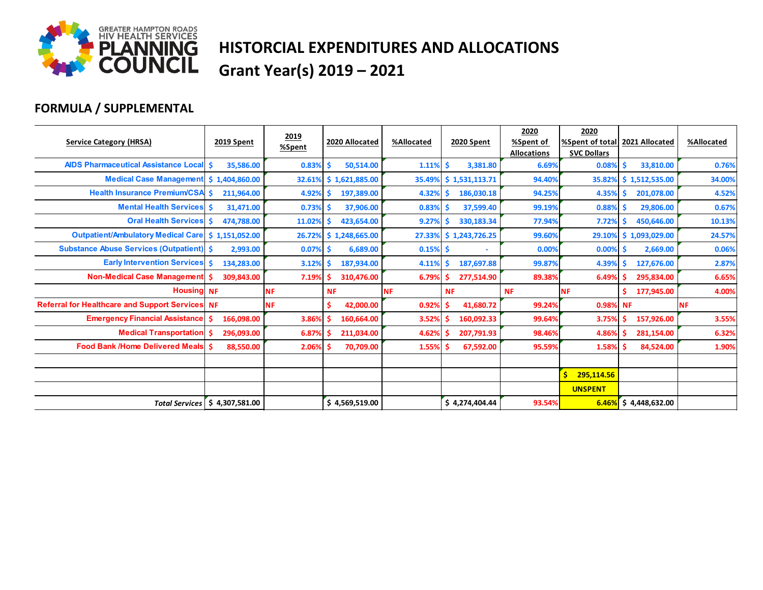GREATER HAMPTON ROADS HIV HEALTH SERVICES PLANNING COUNCIL

# HISTORCIAL EXPENDITURES AND ALLOCATIONS

## Grant Year(s) 2019 – 2021

### FORMULA / SUPPLEMENTAL

| Service Category (HRSA) | 2019 Spent | 2019 %Spent | 2020 Allocated | %Allocated | 2020 Spent | 2020 %Spent of Allocations | 2020 %Spent of total SVC Dollars | 2021 Allocated | %Allocated |
|---|---|---|---|---|---|---|---|---|---|
| AIDS Pharmaceutical Assistance Local | $ 35,586.00 | 0.83% | $ 50,514.00 | 1.11% | $ 3,381.80 | 6.69% | 0.08% | $ 33,810.00 | 0.76% |
| Medical Case Management | $ 1,404,860.00 | 32.61% | $ 1,621,885.00 | 35.49% | $ 1,531,113.71 | 94.40% | 35.82% | $ 1,512,535.00 | 34.00% |
| Health Insurance Premium/CSA | $ 211,964.00 | 4.92% | $ 197,389.00 | 4.32% | $ 186,030.18 | 94.25% | 4.35% | $ 201,078.00 | 4.52% |
| Mental Health Services | $ 31,471.00 | 0.73% | $ 37,906.00 | 0.83% | $ 37,599.40 | 99.19% | 0.88% | $ 29,806.00 | 0.67% |
| Oral Health Services | $ 474,788.00 | 11.02% | $ 423,654.00 | 9.27% | $ 330,183.34 | 77.94% | 7.72% | $ 450,646.00 | 10.13% |
| Outpatient/Ambulatory Medical Care | $ 1,151,052.00 | 26.72% | $ 1,248,665.00 | 27.33% | $ 1,243,726.25 | 99.60% | 29.10% | $ 1,093,029.00 | 24.57% |
| Substance Abuse Services (Outpatient) | $ 2,993.00 | 0.07% | $ 6,689.00 | 0.15% | $ - | 0.00% | 0.00% | $ 2,669.00 | 0.06% |
| Early Intervention Services | $ 134,283.00 | 3.12% | $ 187,934.00 | 4.11% | $ 187,697.88 | 99.87% | 4.39% | $ 127,676.00 | 2.87% |
| Non-Medical Case Management | $ 309,843.00 | 7.19% | $ 310,476.00 | 6.79% | $ 277,514.90 | 89.38% | 6.49% | $ 295,834.00 | 6.65% |
| Housing | NF | NF | NF | NF | NF | NF | NF | $ 177,945.00 | 4.00% |
| Referral for Healthcare and Support Services | NF | NF | $ 42,000.00 | 0.92% | $ 41,680.72 | 99.24% | 0.98% | NF | NF |
| Emergency Financial Assistance | $ 166,098.00 | 3.86% | $ 160,664.00 | 3.52% | $ 160,092.33 | 99.64% | 3.75% | $ 157,926.00 | 3.55% |
| Medical Transportation | $ 296,093.00 | 6.87% | $ 211,034.00 | 4.62% | $ 207,791.93 | 98.46% | 4.86% | $ 281,154.00 | 6.32% |
| Food Bank /Home Delivered Meals | $ 88,550.00 | 2.06% | $ 70,709.00 | 1.55% | $ 67,592.00 | 95.59% | 1.58% | $ 84,524.00 | 1.90% |
| | | | | | | | | | |
| | | | | | | | $ 295,114.56 | | |
| | | | | | | | UNSPENT | | |
| *Total Services* | $ 4,307,581.00 | | $ 4,569,519.00 | | $ 4,274,404.44 | 93.54% | 6.46% | $ 4,448,632.00 | |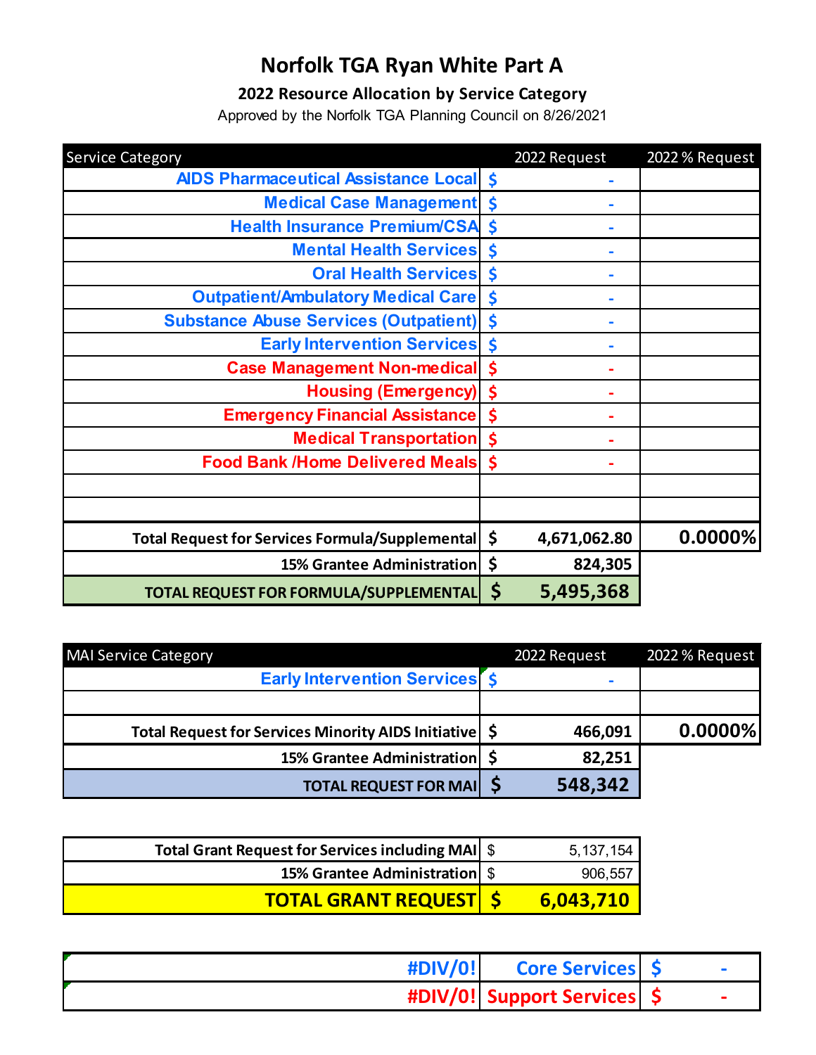# Norfolk TGA Ryan White Part A

## 2022 Resource Allocation by Service Category

Approved by the Norfolk TGA Planning Council on 8/26/2021

| Service Category | 2022 Request | 2022 % Request |
|---|---|---|
| AIDS Pharmaceutical Assistance Local | $ - | |
| Medical Case Management | $ - | |
| Health Insurance Premium/CSA | $ - | |
| Mental Health Services | $ - | |
| Oral Health Services | $ - | |
| Outpatient/Ambulatory Medical Care | $ - | |
| Substance Abuse Services (Outpatient) | $ - | |
| Early Intervention Services | $ - | |
| Case Management Non-medical | $ - | |
| Housing (Emergency) | $ - | |
| Emergency Financial Assistance | $ - | |
| Medical Transportation | $ - | |
| Food Bank /Home Delivered Meals | $ - | |
| | | |
| | | |
| **Total Request for Services Formula/Supplemental** | **$ 4,671,062.80** | **0.0000%** |
| **15% Grantee Administration** | **$ 824,305** | |
| **TOTAL REQUEST FOR FORMULA/SUPPLEMENTAL** | **$ 5,495,368** | |

| MAI Service Category | 2022 Request | 2022 % Request |
|---|---|---|
| Early Intervention Services | $ - | |
| | | |
| **Total Request for Services Minority AIDS Initiative** | **$ 466,091** | **0.0000%** |
| **15% Grantee Administration** | **$ 82,251** | |
| **TOTAL REQUEST FOR MAI** | **$ 548,342** | |

| | |
|---|---|
| **Total Grant Request for Services including MAI** | $ 5,137,154 |
| **15% Grantee Administration** | $ 906,557 |
| **TOTAL GRANT REQUEST** | **$ 6,043,710** |

| | | |
|---|---|---|
| **#DIV/0!** | **Core Services** | **$ -** |
| **#DIV/0!** | **Support Services** | **$ -** |